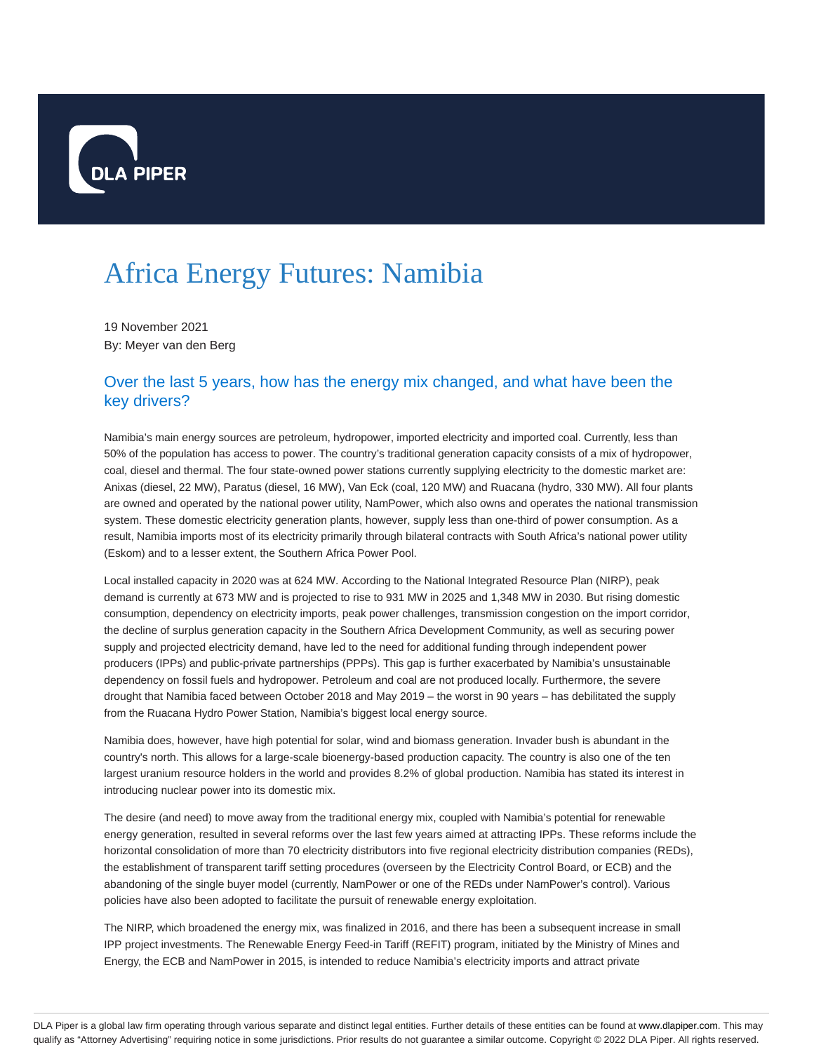# Africa Energy Futures: Namibia

19 November 2021
By: Meyer van den Berg

## Over the last 5 years, how has the energy mix changed, and what have been the key drivers?

Namibia's main energy sources are petroleum, hydropower, imported electricity and imported coal. Currently, less than 50% of the population has access to power. The country's traditional generation capacity consists of a mix of hydropower, coal, diesel and thermal. The four state-owned power stations currently supplying electricity to the domestic market are: Anixas (diesel, 22 MW), Paratus (diesel, 16 MW), Van Eck (coal, 120 MW) and Ruacana (hydro, 330 MW). All four plants are owned and operated by the national power utility, NamPower, which also owns and operates the national transmission system. These domestic electricity generation plants, however, supply less than one-third of power consumption. As a result, Namibia imports most of its electricity primarily through bilateral contracts with South Africa's national power utility (Eskom) and to a lesser extent, the Southern Africa Power Pool.

Local installed capacity in 2020 was at 624 MW. According to the National Integrated Resource Plan (NIRP), peak demand is currently at 673 MW and is projected to rise to 931 MW in 2025 and 1,348 MW in 2030. But rising domestic consumption, dependency on electricity imports, peak power challenges, transmission congestion on the import corridor, the decline of surplus generation capacity in the Southern Africa Development Community, as well as securing power supply and projected electricity demand, have led to the need for additional funding through independent power producers (IPPs) and public-private partnerships (PPPs). This gap is further exacerbated by Namibia's unsustainable dependency on fossil fuels and hydropower. Petroleum and coal are not produced locally. Furthermore, the severe drought that Namibia faced between October 2018 and May 2019 – the worst in 90 years – has debilitated the supply from the Ruacana Hydro Power Station, Namibia's biggest local energy source.

Namibia does, however, have high potential for solar, wind and biomass generation. Invader bush is abundant in the country's north. This allows for a large-scale bioenergy-based production capacity. The country is also one of the ten largest uranium resource holders in the world and provides 8.2% of global production. Namibia has stated its interest in introducing nuclear power into its domestic mix.

The desire (and need) to move away from the traditional energy mix, coupled with Namibia's potential for renewable energy generation, resulted in several reforms over the last few years aimed at attracting IPPs. These reforms include the horizontal consolidation of more than 70 electricity distributors into five regional electricity distribution companies (REDs), the establishment of transparent tariff setting procedures (overseen by the Electricity Control Board, or ECB) and the abandoning of the single buyer model (currently, NamPower or one of the REDs under NamPower's control). Various policies have also been adopted to facilitate the pursuit of renewable energy exploitation.

The NIRP, which broadened the energy mix, was finalized in 2016, and there has been a subsequent increase in small IPP project investments. The Renewable Energy Feed-in Tariff (REFIT) program, initiated by the Ministry of Mines and Energy, the ECB and NamPower in 2015, is intended to reduce Namibia's electricity imports and attract private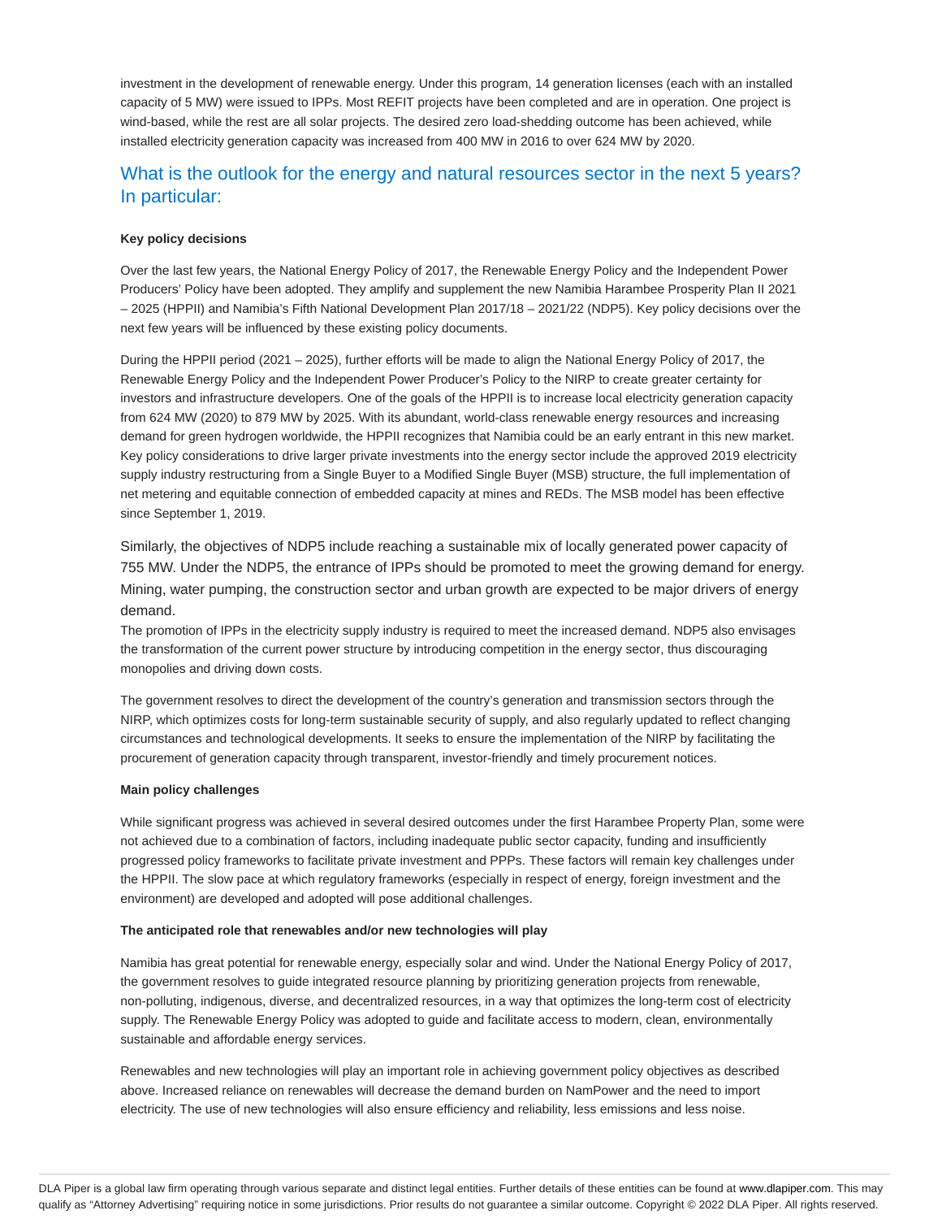investment in the development of renewable energy. Under this program, 14 generation licenses (each with an installed capacity of 5 MW) were issued to IPPs. Most REFIT projects have been completed and are in operation. One project is wind-based, while the rest are all solar projects. The desired zero load-shedding outcome has been achieved, while installed electricity generation capacity was increased from 400 MW in 2016 to over 624 MW by 2020.

## What is the outlook for the energy and natural resources sector in the next 5 years? In particular:

**Key policy decisions**

Over the last few years, the National Energy Policy of 2017, the Renewable Energy Policy and the Independent Power Producers' Policy have been adopted. They amplify and supplement the new Namibia Harambee Prosperity Plan II 2021 – 2025 (HPPII) and Namibia's Fifth National Development Plan 2017/18 – 2021/22 (NDP5). Key policy decisions over the next few years will be influenced by these existing policy documents.

During the HPPII period (2021 – 2025), further efforts will be made to align the National Energy Policy of 2017, the Renewable Energy Policy and the Independent Power Producer's Policy to the NIRP to create greater certainty for investors and infrastructure developers. One of the goals of the HPPII is to increase local electricity generation capacity from 624 MW (2020) to 879 MW by 2025. With its abundant, world-class renewable energy resources and increasing demand for green hydrogen worldwide, the HPPII recognizes that Namibia could be an early entrant in this new market. Key policy considerations to drive larger private investments into the energy sector include the approved 2019 electricity supply industry restructuring from a Single Buyer to a Modified Single Buyer (MSB) structure, the full implementation of net metering and equitable connection of embedded capacity at mines and REDs. The MSB model has been effective since September 1, 2019.

Similarly, the objectives of NDP5 include reaching a sustainable mix of locally generated power capacity of 755 MW. Under the NDP5, the entrance of IPPs should be promoted to meet the growing demand for energy. Mining, water pumping, the construction sector and urban growth are expected to be major drivers of energy demand.

The promotion of IPPs in the electricity supply industry is required to meet the increased demand. NDP5 also envisages the transformation of the current power structure by introducing competition in the energy sector, thus discouraging monopolies and driving down costs.

The government resolves to direct the development of the country's generation and transmission sectors through the NIRP, which optimizes costs for long-term sustainable security of supply, and also regularly updated to reflect changing circumstances and technological developments. It seeks to ensure the implementation of the NIRP by facilitating the procurement of generation capacity through transparent, investor-friendly and timely procurement notices.

**Main policy challenges**

While significant progress was achieved in several desired outcomes under the first Harambee Property Plan, some were not achieved due to a combination of factors, including inadequate public sector capacity, funding and insufficiently progressed policy frameworks to facilitate private investment and PPPs. These factors will remain key challenges under the HPPII. The slow pace at which regulatory frameworks (especially in respect of energy, foreign investment and the environment) are developed and adopted will pose additional challenges.

**The anticipated role that renewables and/or new technologies will play**

Namibia has great potential for renewable energy, especially solar and wind. Under the National Energy Policy of 2017, the government resolves to guide integrated resource planning by prioritizing generation projects from renewable, non-polluting, indigenous, diverse, and decentralized resources, in a way that optimizes the long-term cost of electricity supply. The Renewable Energy Policy was adopted to guide and facilitate access to modern, clean, environmentally sustainable and affordable energy services.

Renewables and new technologies will play an important role in achieving government policy objectives as described above. Increased reliance on renewables will decrease the demand burden on NamPower and the need to import electricity. The use of new technologies will also ensure efficiency and reliability, less emissions and less noise.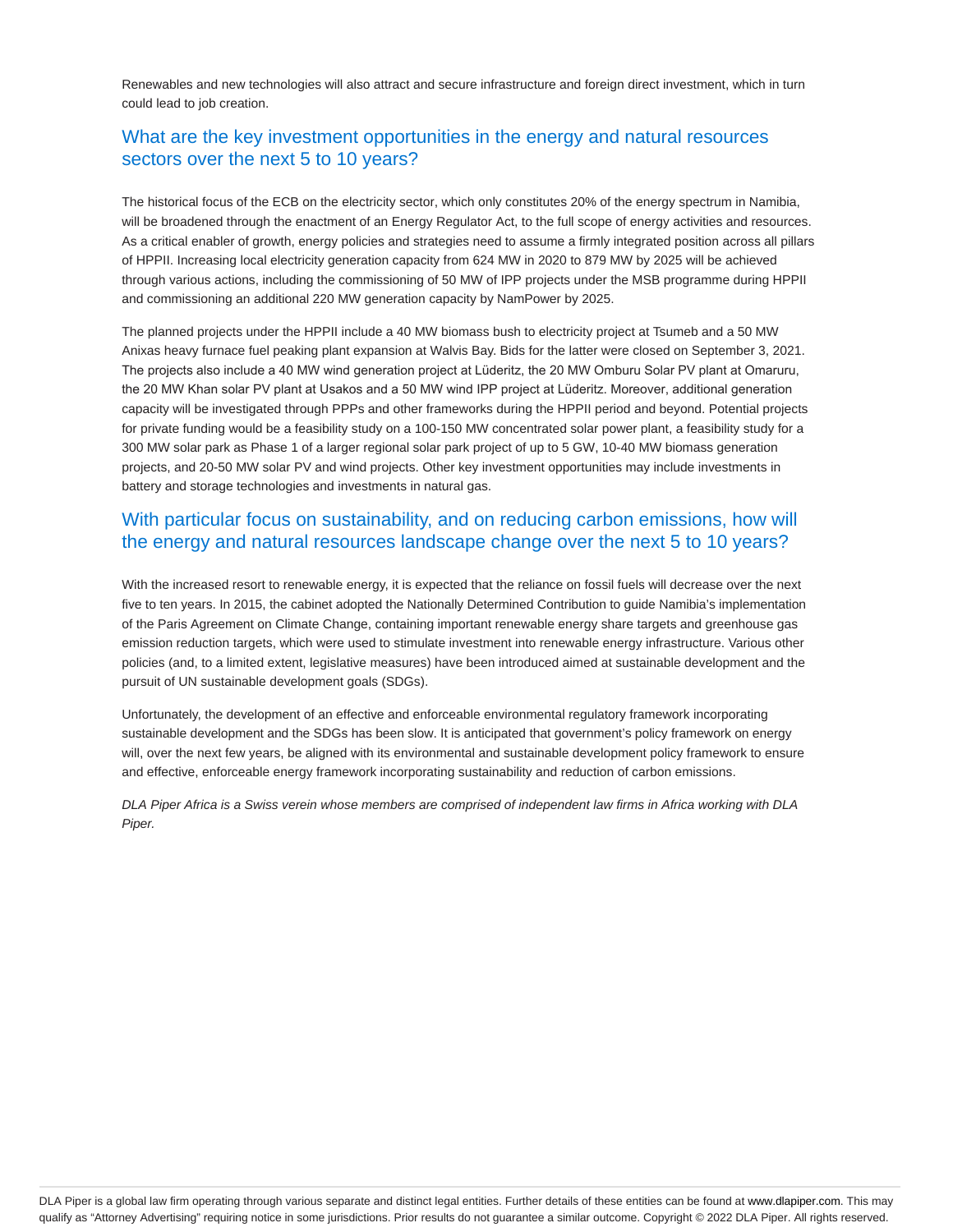Renewables and new technologies will also attract and secure infrastructure and foreign direct investment, which in turn could lead to job creation.

## What are the key investment opportunities in the energy and natural resources sectors over the next 5 to 10 years?

The historical focus of the ECB on the electricity sector, which only constitutes 20% of the energy spectrum in Namibia, will be broadened through the enactment of an Energy Regulator Act, to the full scope of energy activities and resources. As a critical enabler of growth, energy policies and strategies need to assume a firmly integrated position across all pillars of HPPII. Increasing local electricity generation capacity from 624 MW in 2020 to 879 MW by 2025 will be achieved through various actions, including the commissioning of 50 MW of IPP projects under the MSB programme during HPPII and commissioning an additional 220 MW generation capacity by NamPower by 2025.

The planned projects under the HPPII include a 40 MW biomass bush to electricity project at Tsumeb and a 50 MW Anixas heavy furnace fuel peaking plant expansion at Walvis Bay. Bids for the latter were closed on September 3, 2021. The projects also include a 40 MW wind generation project at Lüderitz, the 20 MW Omburu Solar PV plant at Omaruru, the 20 MW Khan solar PV plant at Usakos and a 50 MW wind IPP project at Lüderitz. Moreover, additional generation capacity will be investigated through PPPs and other frameworks during the HPPII period and beyond. Potential projects for private funding would be a feasibility study on a 100-150 MW concentrated solar power plant, a feasibility study for a 300 MW solar park as Phase 1 of a larger regional solar park project of up to 5 GW, 10-40 MW biomass generation projects, and 20-50 MW solar PV and wind projects. Other key investment opportunities may include investments in battery and storage technologies and investments in natural gas.

## With particular focus on sustainability, and on reducing carbon emissions, how will the energy and natural resources landscape change over the next 5 to 10 years?

With the increased resort to renewable energy, it is expected that the reliance on fossil fuels will decrease over the next five to ten years. In 2015, the cabinet adopted the Nationally Determined Contribution to guide Namibia's implementation of the Paris Agreement on Climate Change, containing important renewable energy share targets and greenhouse gas emission reduction targets, which were used to stimulate investment into renewable energy infrastructure. Various other policies (and, to a limited extent, legislative measures) have been introduced aimed at sustainable development and the pursuit of UN sustainable development goals (SDGs).

Unfortunately, the development of an effective and enforceable environmental regulatory framework incorporating sustainable development and the SDGs has been slow. It is anticipated that government's policy framework on energy will, over the next few years, be aligned with its environmental and sustainable development policy framework to ensure and effective, enforceable energy framework incorporating sustainability and reduction of carbon emissions.

*DLA Piper Africa is a Swiss verein whose members are comprised of independent law firms in Africa working with DLA Piper.*

DLA Piper is a global law firm operating through various separate and distinct legal entities. Further details of these entities can be found at www.dlapiper.com. This may qualify as "Attorney Advertising" requiring notice in some jurisdictions. Prior results do not guarantee a similar outcome. Copyright © 2022 DLA Piper. All rights reserved.